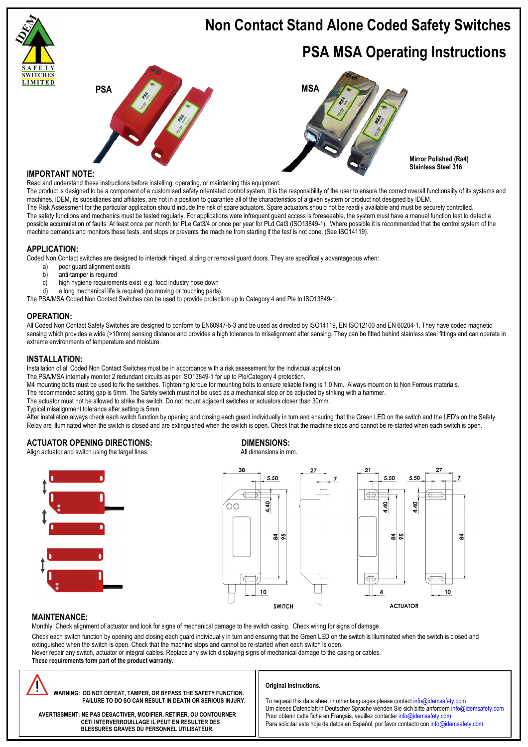# Non Contact Stand Alone Coded Safety Switches

# PSA MSA Operating Instructions

PSA

MSA

Mirror Polished (Ra4)
Stainless Steel 316

## IMPORTANT NOTE:

Read and understand these instructions before installing, operating, or maintaining this equipment.
The product is designed to be a component of a customised safety orientated control system. It is the responsibility of the user to ensure the correct overall functionality of its systems and machines. IDEM, its subsidiaries and affiliates, are not in a position to guarantee all of the characteristics of a given system or product not designed by IDEM.
The Risk Assessment for the particular application should include the risk of spare actuators. Spare actuators should not be readily available and must be securely controlled.
The safety functions and mechanics must be tested regularly. For applications were infrequent guard access is foreseeable, the system must have a manual function test to detect a possible accumulation of faults. At least once per month for PLe Cat3/4 or once per year for PLd Cat3 (ISO13849-1). Where possible it is recommended that the control system of the machine demands and monitors these tests, and stops or prevents the machine from starting if the test is not done. (See ISO14119).

## APPLICATION:

Coded Non Contact switches are designed to interlock hinged, sliding or removal guard doors. They are specifically advantageous when:

a) poor guard alignment exists
b) anti-tamper is required
c) high hygiene requirements exist e.g. food industry hose down
d) a long mechanical life is required (no moving or touching parts).

The PSA/MSA Coded Non Contact Switches can be used to provide protection up to Category 4 and Ple to ISO13849-1.

## OPERATION:

All Coded Non Contact Safety Switches are designed to conform to EN60947-5-3 and be used as directed by ISO14119, EN ISO12100 and EN 60204-1. They have coded magnetic sensing which provides a wide (>10mm) sensing distance and provides a high tolerance to misalignment after sensing. They can be fitted behind stainless steel fittings and can operate in extreme environments of temperature and moisture.

## INSTALLATION:

Installation of all Coded Non Contact Switches must be in accordance with a risk assessment for the individual application.
The PSA/MSA internally monitor 2 redundant circuits as per ISO13849-1 for up to Ple/Category 4 protection.
M4 mounting bolts must be used to fix the switches. Tightening torque for mounting bolts to ensure reliable fixing is 1.0 Nm. Always mount on to Non Ferrous materials.
The recommended setting gap is 5mm. The Safety switch must not be used as a mechanical stop or be adjusted by striking with a hammer.
The actuator must not be allowed to strike the switch. Do not mount adjacent switches or actuators closer than 30mm.
Typical misalignment tolerance after setting is 5mm.
After installation always check each switch function by opening and closing each guard individually in turn and ensuring that the Green LED on the switch and the LED's on the Safety Relay are illuminated when the switch is closed and are extinguished when the switch is open. Check that the machine stops and cannot be re-started when each switch is open.

## ACTUATOR OPENING DIRECTIONS:

Align actuator and switch using the target lines.

## DIMENSIONS:

All dimensions in mm.

SWITCH: 38, 5.50, 4.40, 84, 95, 10, 27, 7

ACTUATOR: 21, 5.50, 4.40, 84, 95, 4, 5.50, 4.40, 27, 7, 84, 10

## MAINTENANCE:

Monthly: Check alignment of actuator and look for signs of mechanical damage to the switch casing. Check wiring for signs of damage.

Check each switch function by opening and closing each guard individually in turn and ensuring that the Green LED on the switch is illuminated when the switch is closed and extinguished when the switch is open. Check that the machine stops and cannot be re-started when each switch is open.
Never repair any switch, actuator or integral cables. Replace any switch displaying signs of mechanical damage to the casing or cables.
**These requirements form part of the product warranty.**

**WARNING: DO NOT DEFEAT, TAMPER, OR BYPASS THE SAFETY FUNCTION. FAILURE TO DO SO CAN RESULT IN DEATH OR SERIOUS INJURY.**

**AVERTISSMENT: NE PAS DESACTIVER, MODIFIER, RETIRER, OU CONTOURNER CETI INTERVERROUILLAGE IL PEUT EN RESULTER DES BLESSURES GRAVES DU PERSONNEL UTILISATEUR.**

**Original Instructions.**

To request this data sheet in other languages please contact info@idemsafety.com
Um dieses Datenblatt in Deutscher Sprache wenden Sie sich bitte anfordern info@idemsafety.com
Pour obtenir cette fiche en Français, veuillez contacter info@idemsafety.com
Para solicitar esta hoja de datos en Español, por favor contacto con info@idemsafety.com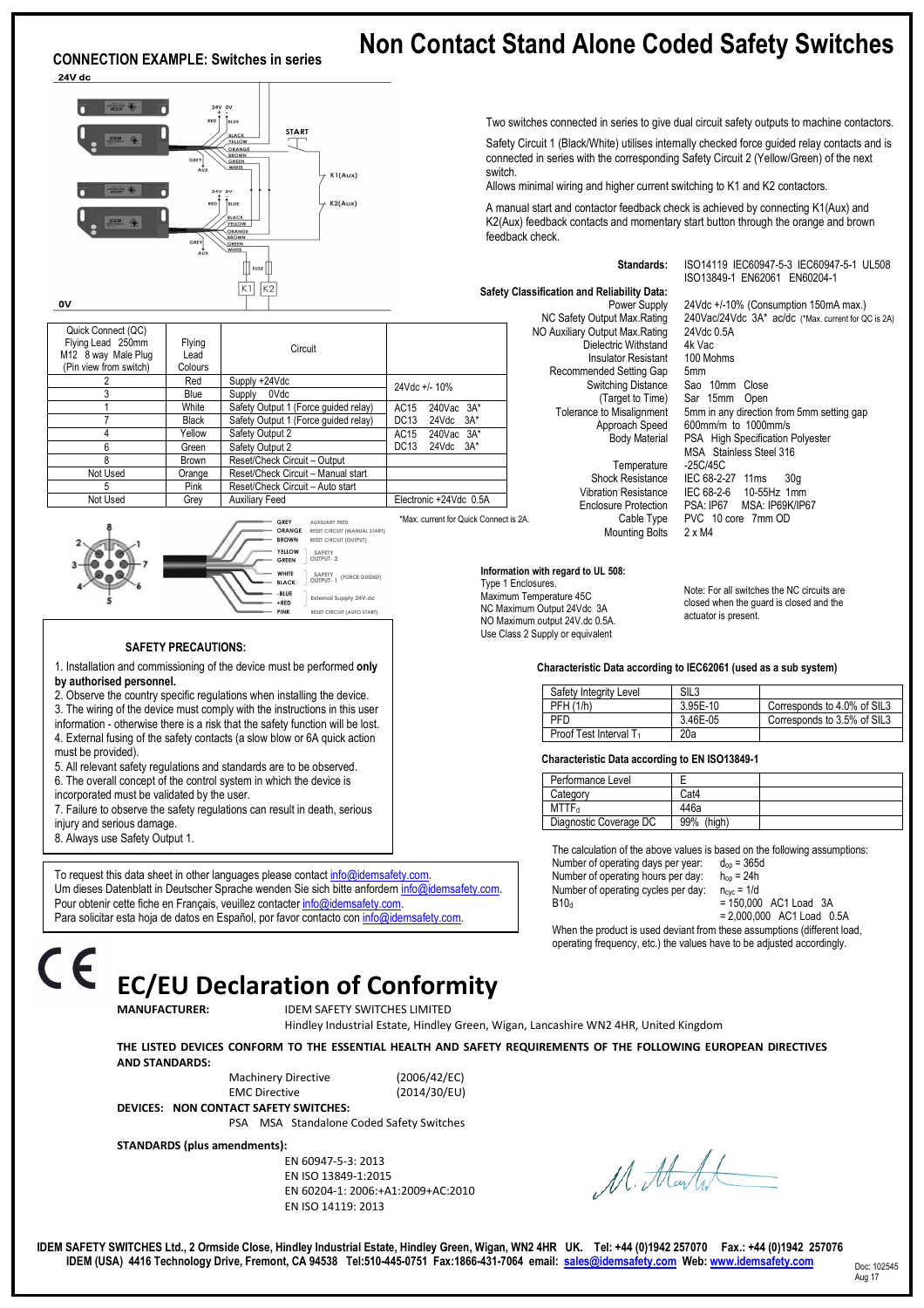# Non Contact Stand Alone Coded Safety Switches

## CONNECTION EXAMPLE: Switches in series

24V dc

24V 0V
RED BLUE
BLACK YELLOW ORANGE BROWN GREEN WHITE
GREY AUX
START
K1(Aux)
K2(Aux)
FUSE
K1 K2

0V

Two switches connected in series to give dual circuit safety outputs to machine contactors.

Safety Circuit 1 (Black/White) utilises internally checked force guided relay contacts and is connected in series with the corresponding Safety Circuit 2 (Yellow/Green) of the next switch.

Allows minimal wiring and higher current switching to K1 and K2 contactors.

A manual start and contactor feedback check is achieved by connecting K1(Aux) and K2(Aux) feedback contacts and momentary start button through the orange and brown feedback check.

| Quick Connect (QC) Flying Lead 250mm M12 8 way Male Plug (Pin view from switch) | Flying Lead Colours | Circuit | |
|---|---|---|---|
| 2 | Red | Supply +24Vdc | 24Vdc +/- 10% |
| 3 | Blue | Supply 0Vdc | |
| 1 | White | Safety Output 1 (Force guided relay) | AC15 240Vac 3A* |
| 7 | Black | Safety Output 1 (Force guided relay) | DC13 24Vdc 3A* |
| 4 | Yellow | Safety Output 2 | AC15 240Vac 3A* |
| 6 | Green | Safety Output 2 | DC13 24Vdc 3A* |
| 8 | Brown | Reset/Check Circuit – Output | |
| Not Used | Orange | Reset/Check Circuit – Manual start | |
| 5 | Pink | Reset/Check Circuit – Auto start | |
| Not Used | Grey | Auxiliary Feed | Electronic +24Vdc 0.5A |

*Max. current for Quick Connect is 2A.

GREY AUXILIARY FEED
ORANGE RESET CIRCUIT (MANUAL START)
BROWN RESET CIRCUIT (OUTPUT)
YELLOW GREEN SAFETY OUTPUT- 2
WHITE BLACK SAFETY OUTPUT- 1 (FORCE GUIDED)
-BLUE +RED External Supply 24V.dc
PINK RESET CIRCUIT (AUTO START)

**Standards:** ISO14119 IEC60947-5-3 IEC60947-5-1 UL508 ISO13849-1 EN62061 EN60204-1

**Safety Classification and Reliability Data:**

| | |
|---|---|
| Power Supply | 24Vdc +/-10% (Consumption 150mA max.) |
| NC Safety Output Max.Rating | 240Vac/24Vdc 3A* ac/dc (*Max. current for QC is 2A) |
| NO Auxiliary Output Max.Rating | 24Vdc 0.5A |
| Dielectric Withstand | 4k Vac |
| Insulator Resistant | 100 Mohms |
| Recommended Setting Gap | 5mm |
| Switching Distance | Sao 10mm Close |
| (Target to Time) | Sar 15mm Open |
| Tolerance to Misalignment | 5mm in any direction from 5mm setting gap |
| Approach Speed | 600mm/m to 1000mm/s |
| Body Material | PSA High Specification Polyester |
| | MSA Stainless Steel 316 |
| Temperature | -25C/45C |
| Shock Resistance | IEC 68-2-27 11ms 30g |
| Vibration Resistance | IEC 68-2-6 10-55Hz 1mm |
| Enclosure Protection | PSA: IP67 MSA: IP69K/IP67 |
| Cable Type | PVC 10 core 7mm OD |
| Mounting Bolts | 2 x M4 |

**Information with regard to UL 508:**
Type 1 Enclosures.
Maximum Temperature 45C
NC Maximum Output 24Vdc 3A
NO Maximum output 24V.dc 0.5A.
Use Class 2 Supply or equivalent

Note: For all switches the NC circuits are closed when the guard is closed and the actuator is present.

### SAFETY PRECAUTIONS:

1. Installation and commissioning of the device must be performed **only by authorised personnel.**
2. Observe the country specific regulations when installing the device.
3. The wiring of the device must comply with the instructions in this user information - otherwise there is a risk that the safety function will be lost.
4. External fusing of the safety contacts (a slow blow or 6A quick action must be provided).
5. All relevant safety regulations and standards are to be observed.
6. The overall concept of the control system in which the device is incorporated must be validated by the user.
7. Failure to observe the safety regulations can result in death, serious injury and serious damage.
8. Always use Safety Output 1.

**Characteristic Data according to IEC62061 (used as a sub system)**

| | | |
|---|---|---|
| Safety Integrity Level | SIL3 | |
| PFH (1/h) | 3.95E-10 | Corresponds to 4.0% of SIL3 |
| PFD | 3.46E-05 | Corresponds to 3.5% of SIL3 |
| Proof Test Interval $T_1$ | 20a | |

**Characteristic Data according to EN ISO13849-1**

| | | |
|---|---|---|
| Performance Level | E | |
| Category | Cat4 | |
| $MTTF_d$ | 446a | |
| Diagnostic Coverage DC | 99% (high) | |

The calculation of the above values is based on the following assumptions:
Number of operating days per year: $d_{op}$ = 365d
Number of operating hours per day: $h_{op}$ = 24h
Number of operating cycles per day: $n_{cyc}$ = 1/d
$B10_d$ = 150,000 AC1 Load 3A
= 2,000,000 AC1 Load 0.5A
When the product is used deviant from these assumptions (different load, operating frequency, etc.) the values have to be adjusted accordingly.

To request this data sheet in other languages please contact info@idemsafety.com.
Um dieses Datenblatt in Deutscher Sprache wenden Sie sich bitte anfordern info@idemsafety.com.
Pour obtenir cette fiche en Français, veuillez contacter info@idemsafety.com.
Para solicitar esta hoja de datos en Español, por favor contacto con info@idemsafety.com.

# EC/EU Declaration of Conformity

**MANUFACTURER:** IDEM SAFETY SWITCHES LIMITED
Hindley Industrial Estate, Hindley Green, Wigan, Lancashire WN2 4HR, United Kingdom

**THE LISTED DEVICES CONFORM TO THE ESSENTIAL HEALTH AND SAFETY REQUIREMENTS OF THE FOLLOWING EUROPEAN DIRECTIVES AND STANDARDS:**

Machinery Directive (2006/42/EC)
EMC Directive (2014/30/EU)

**DEVICES: NON CONTACT SAFETY SWITCHES:**
PSA MSA Standalone Coded Safety Switches

**STANDARDS (plus amendments):**
EN 60947-5-3: 2013
EN ISO 13849-1:2015
EN 60204-1: 2006:+A1:2009+AC:2010
EN ISO 14119: 2013

**IDEM SAFETY SWITCHES Ltd., 2 Ormside Close, Hindley Industrial Estate, Hindley Green, Wigan, WN2 4HR UK. Tel: +44 (0)1942 257070 Fax.: +44 (0)1942 257076**
**IDEM (USA) 4416 Technology Drive, Fremont, CA 94538 Tel:510-445-0751 Fax:1866-431-7064 email: sales@idemsafety.com Web: www.idemsafety.com**

Doc: 102545
Aug 17